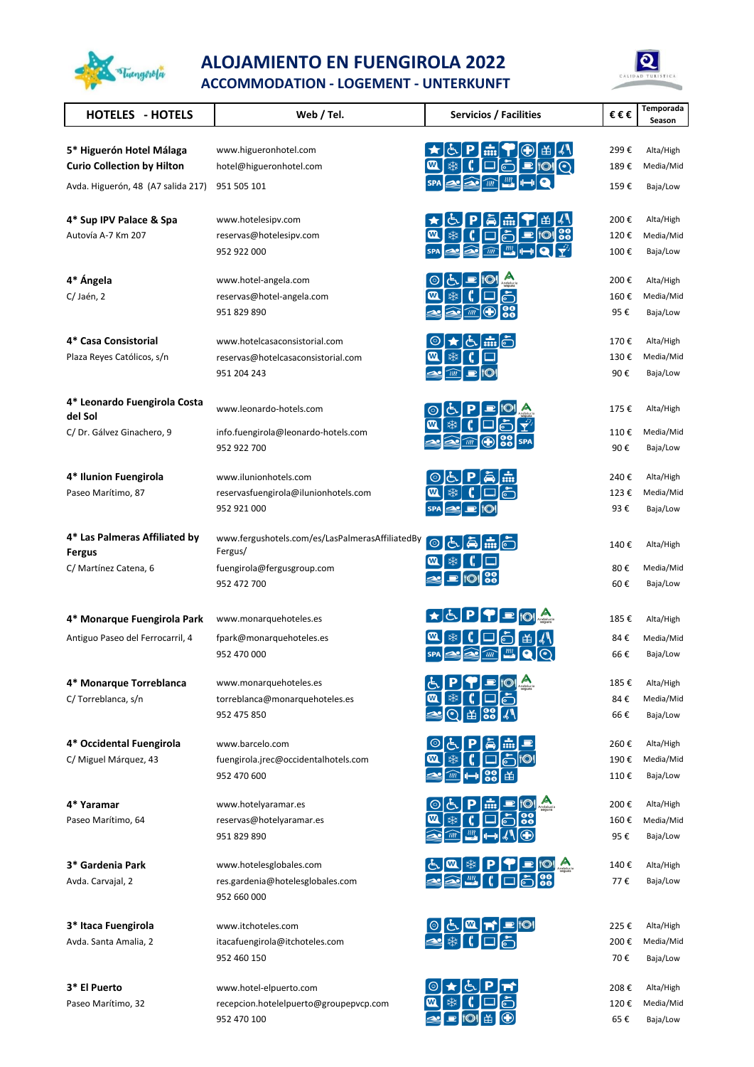# ALOJAMIENTO EN FUENGIROLA 2022

## ACCOMMODATION - LOGEMENT - UNTERKUNFT

| HOTELES - HOTELS | Web / Tel. | Servicios / Facilities | €€€ | Temporada Season |
|---|---|---|---|---|
| **5\* Higuerón Hotel Málaga Curio Collection by Hilton** | www.higueronhotel.com | | 299 € | Alta/High |
| | hotel@higueronhotel.com | | 189 € | Media/Mid |
| Avda. Higuerón, 48 (A7 salida 217) | 951 505 101 | | 159 € | Baja/Low |
| **4\* Sup IPV Palace & Spa** | www.hotelesipv.com | | 200 € | Alta/High |
| Autovía A-7 Km 207 | reservas@hotelesipv.com | | 120 € | Media/Mid |
| | 952 922 000 | | 100 € | Baja/Low |
| **4\* Ángela** | www.hotel-angela.com | | 200 € | Alta/High |
| C/ Jaén, 2 | reservas@hotel-angela.com | | 160 € | Media/Mid |
| | 951 829 890 | | 95 € | Baja/Low |
| **4\* Casa Consistorial** | www.hotelcasaconsistorial.com | | 170 € | Alta/High |
| Plaza Reyes Católicos, s/n | reservas@hotelcasaconsistorial.com | | 130 € | Media/Mid |
| | 951 204 243 | | 90 € | Baja/Low |
| **4\* Leonardo Fuengirola Costa del Sol** | www.leonardo-hotels.com | | 175 € | Alta/High |
| C/ Dr. Gálvez Ginachero, 9 | info.fuengirola@leonardo-hotels.com | | 110 € | Media/Mid |
| | 952 922 700 | | 90 € | Baja/Low |
| **4\* Ilunion Fuengirola** | www.ilunionhotels.com | | 240 € | Alta/High |
| Paseo Marítimo, 87 | reservasfuengirola@ilunionhotels.com | | 123 € | Media/Mid |
| | 952 921 000 | | 93 € | Baja/Low |
| **4\* Las Palmeras Affiliated by Fergus** | www.fergushotels.com/es/LasPalmerasAffiliatedByFergus/ | | 140 € | Alta/High |
| C/ Martínez Catena, 6 | fuengirola@fergusgroup.com | | 80 € | Media/Mid |
| | 952 472 700 | | 60 € | Baja/Low |
| **4\* Monarque Fuengirola Park** | www.monarquehoteles.es | | 185 € | Alta/High |
| Antiguo Paseo del Ferrocarril, 4 | fpark@monarquehoteles.es | | 84 € | Media/Mid |
| | 952 470 000 | | 66 € | Baja/Low |
| **4\* Monarque Torreblanca** | www.monarquehoteles.es | | 185 € | Alta/High |
| C/ Torreblanca, s/n | torreblanca@monarquehoteles.es | | 84 € | Media/Mid |
| | 952 475 850 | | 66 € | Baja/Low |
| **4\* Occidental Fuengirola** | www.barcelo.com | | 260 € | Alta/High |
| C/ Miguel Márquez, 43 | fuengirola.jrec@occidentalhotels.com | | 190 € | Media/Mid |
| | 952 470 600 | | 110 € | Baja/Low |
| **4\* Yaramar** | www.hotelyaramar.es | | 200 € | Alta/High |
| Paseo Marítimo, 64 | reservas@hotelyaramar.es | | 160 € | Media/Mid |
| | 951 829 890 | | 95 € | Baja/Low |
| **3\* Gardenia Park** | www.hotelesglobales.com | | 140 € | Alta/High |
| Avda. Carvajal, 2 | res.gardenia@hotelesglobales.com | | 77 € | Baja/Low |
| | 952 660 000 | | | |
| **3\* Itaca Fuengirola** | www.itchoteles.com | | 225 € | Alta/High |
| Avda. Santa Amalia, 2 | itacafuengirola@itchoteles.com | | 200 € | Media/Mid |
| | 952 460 150 | | 70 € | Baja/Low |
| **3\* El Puerto** | www.hotel-elpuerto.com | | 208 € | Alta/High |
| Paseo Marítimo, 32 | recepcion.hotelelpuerto@groupepvcp.com | | 120 € | Media/Mid |
| | 952 470 100 | | 65 € | Baja/Low |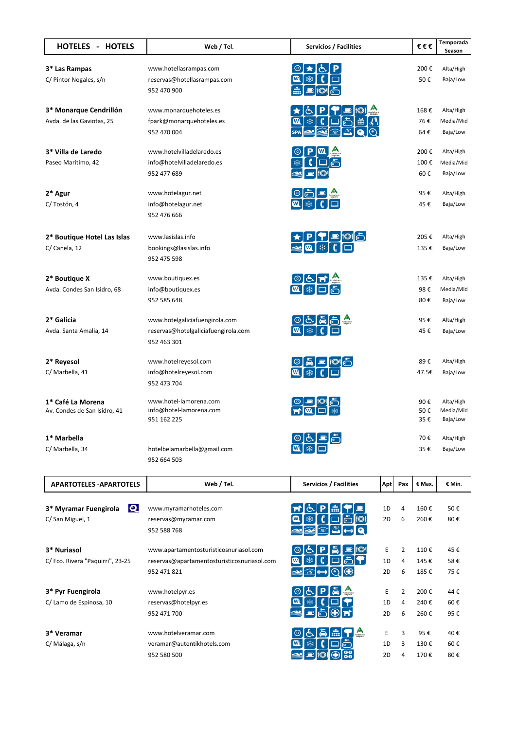| HOTELES - HOTELS | Web / Tel. | Servicios / Facilities | €€€ | Temporada Season |
|---|---|---|---|---|
| **3* Las Rampas**<br>C/ Pintor Nogales, s/n | www.hotellasrampas.com<br>reservas@hotellasrampas.com<br>952 470 900 | | 200 €<br>50 € | Alta/High<br>Baja/Low |
| **3* Monarque Cendrillón**<br>Avda. de las Gaviotas, 25 | www.monarquehoteles.es<br>fpark@monarquehoteles.es<br>952 470 004 | | 168 €<br>76 €<br>64 € | Alta/High<br>Media/Mid<br>Baja/Low |
| **3* Villa de Laredo**<br>Paseo Marítimo, 42 | www.hotelvilladelaredo.es<br>info@hotelvilladelaredo.es<br>952 477 689 | | 200 €<br>100 €<br>60 € | Alta/High<br>Media/Mid<br>Baja/Low |
| **2* Agur**<br>C/ Tostón, 4 | www.hotelagur.net<br>info@hotelagur.net<br>952 476 666 | | 95 €<br>45 € | Alta/High<br>Baja/Low |
| **2* Boutique Hotel Las Islas**<br>C/ Canela, 12 | www.lasislas.info<br>bookings@lasislas.info<br>952 475 598 | | 205 €<br>135 € | Alta/High<br>Baja/Low |
| **2* Boutique X**<br>Avda. Condes San Isidro, 68 | www.boutiquex.es<br>info@boutiquex.es<br>952 585 648 | | 135 €<br>98 €<br>80 € | Alta/High<br>Media/Mid<br>Baja/Low |
| **2* Galicia**<br>Avda. Santa Amalia, 14 | www.hotelgaliciafuengirola.com<br>reservas@hotelgaliciafuengirola.com<br>952 463 301 | | 95 €<br>45 € | Alta/High<br>Baja/Low |
| **2* Reyesol**<br>C/ Marbella, 41 | www.hotelreyesol.com<br>info@hotelreyesol.com<br>952 473 704 | | 89 €<br>47.5€ | Alta/High<br>Baja/Low |
| **1* Café La Morena**<br>Av. Condes de San Isidro, 41 | www.hotel-lamorena.com<br>info@hotel-lamorena.com<br>951 162 225 | | 90 €<br>50 €<br>35 € | Alta/High<br>Media/Mid<br>Baja/Low |
| **1* Marbella**<br>C/ Marbella, 34 | hotelbelamarbella@gmail.com<br>952 664 503 | | 70 €<br>35 € | Alta/High<br>Baja/Low |

| APARTOTELES -APARTOTELS | Web / Tel. | Servicios / Facilities | Apt | Pax | € Max. | € Min. |
|---|---|---|---|---|---|---|
| **3* Myramar Fuengirola**<br>C/ San Miguel, 1 | www.myramarhoteles.com<br>reservas@myramar.com<br>952 588 768 | | 1D<br>2D | 4<br>6 | 160 €<br>260 € | 50 €<br>80 € |
| **3* Nuriasol**<br>C/ Fco. Rivera "Paquirri", 23-25 | www.apartamentosturisticosnuriasol.com<br>reservas@apartamentosturisticosnuriasol.com<br>952 471 821 | | E<br>1D<br>2D | 2<br>4<br>6 | 110 €<br>145 €<br>185 € | 45 €<br>58 €<br>75 € |
| **3* Pyr Fuengirola**<br>C/ Lamo de Espinosa, 10 | www.hotelpyr.es<br>reservas@hotelpyr.es<br>952 471 700 | | E<br>1D<br>2D | 2<br>4<br>6 | 200 €<br>240 €<br>260 € | 44 €<br>60 €<br>95 € |
| **3* Veramar**<br>C/ Málaga, s/n | www.hotelveramar.com<br>veramar@autentikhotels.com<br>952 580 500 | | E<br>1D<br>2D | 3<br>3<br>4 | 95 €<br>130 €<br>170 € | 40 €<br>60 €<br>80 € |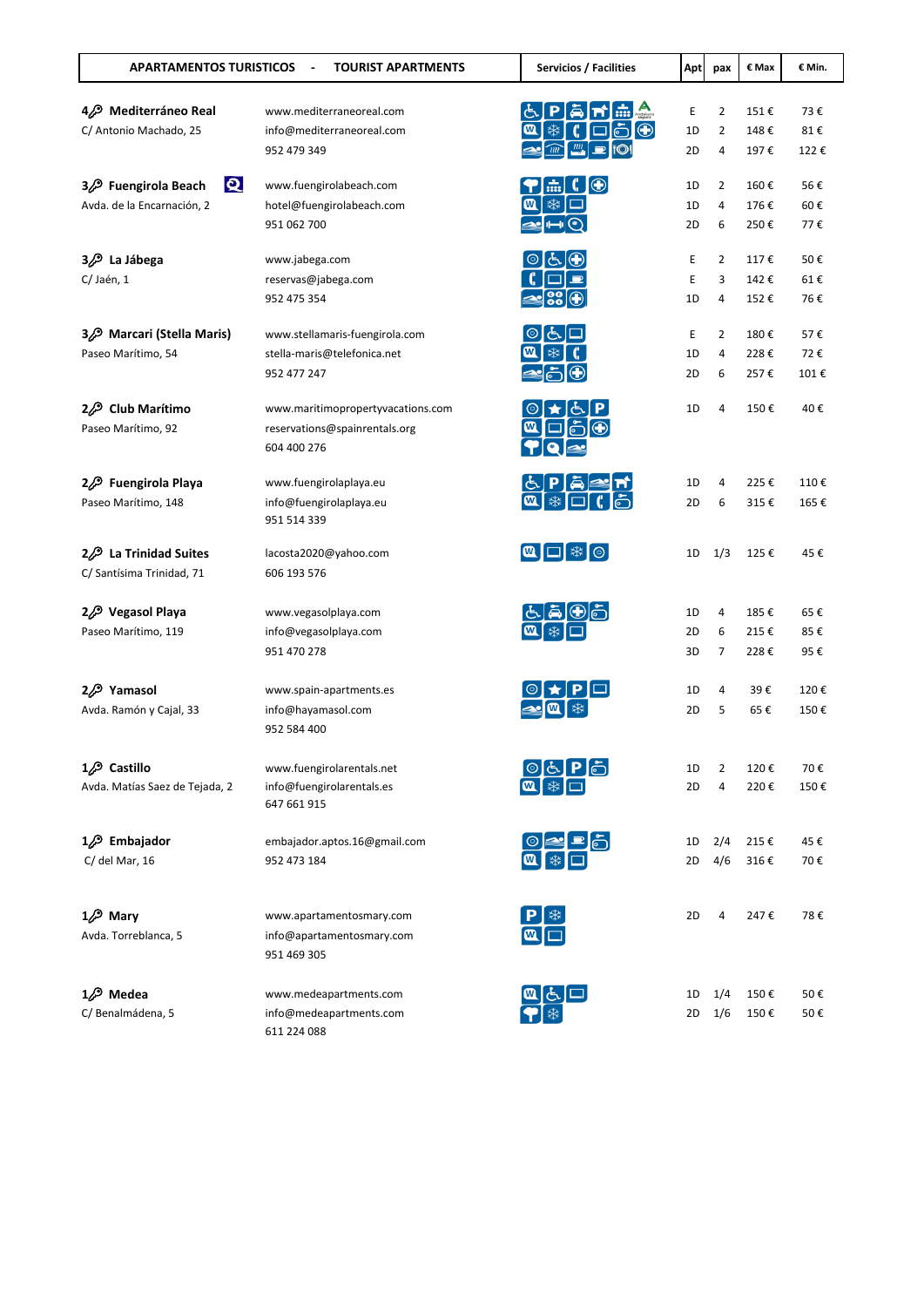| APARTAMENTOS TURISTICOS - TOURIST APARTMENTS | | Servicios / Facilities | Apt | pax | € Max | € Min. |
|---|---|---|---|---|---|---|
| 4🔑 **Mediterráneo Real** | www.mediterraneoreal.com | | E | 2 | 151 € | 73 € |
| C/ Antonio Machado, 25 | info@mediterraneoreal.com | | 1D | 2 | 148 € | 81 € |
| | 952 479 349 | | 2D | 4 | 197 € | 122 € |
| 3🔑 **Fuengirola Beach** | www.fuengirolabeach.com | | 1D | 2 | 160 € | 56 € |
| Avda. de la Encarnación, 2 | hotel@fuengirolabeach.com | | 1D | 4 | 176 € | 60 € |
| | 951 062 700 | | 2D | 6 | 250 € | 77 € |
| 3🔑 **La Jábega** | www.jabega.com | | E | 2 | 117 € | 50 € |
| C/ Jaén, 1 | reservas@jabega.com | | E | 3 | 142 € | 61 € |
| | 952 475 354 | | 1D | 4 | 152 € | 76 € |
| 3🔑 **Marcari (Stella Maris)** | www.stellamaris-fuengirola.com | | E | 2 | 180 € | 57 € |
| Paseo Marítimo, 54 | stella-maris@telefonica.net | | 1D | 4 | 228 € | 72 € |
| | 952 477 247 | | 2D | 6 | 257 € | 101 € |
| 2🔑 **Club Marítimo** | www.maritimopropertyvacations.com | | 1D | 4 | 150 € | 40 € |
| Paseo Marítimo, 92 | reservations@spainrentals.org | | | | | |
| | 604 400 276 | | | | | |
| 2🔑 **Fuengirola Playa** | www.fuengirolaplaya.eu | | 1D | 4 | 225 € | 110 € |
| Paseo Marítimo, 148 | info@fuengirolaplaya.eu | | 2D | 6 | 315 € | 165 € |
| | 951 514 339 | | | | | |
| 2🔑 **La Trinidad Suites** | lacosta2020@yahoo.com | | 1D | 1/3 | 125 € | 45 € |
| C/ Santísima Trinidad, 71 | 606 193 576 | | | | | |
| 2🔑 **Vegasol Playa** | www.vegasolplaya.com | | 1D | 4 | 185 € | 65 € |
| Paseo Marítimo, 119 | info@vegasolplaya.com | | 2D | 6 | 215 € | 85 € |
| | 951 470 278 | | 3D | 7 | 228 € | 95 € |
| 2🔑 **Yamasol** | www.spain-apartments.es | | 1D | 4 | 39 € | 120 € |
| Avda. Ramón y Cajal, 33 | info@hayamasol.com | | 2D | 5 | 65 € | 150 € |
| | 952 584 400 | | | | | |
| 1🔑 **Castillo** | www.fuengirolarentals.net | | 1D | 2 | 120 € | 70 € |
| Avda. Matías Saez de Tejada, 2 | info@fuengirolarentals.es | | 2D | 4 | 220 € | 150 € |
| | 647 661 915 | | | | | |
| 1🔑 **Embajador** | embajador.aptos.16@gmail.com | | 1D | 2/4 | 215 € | 45 € |
| C/ del Mar, 16 | 952 473 184 | | 2D | 4/6 | 316 € | 70 € |
| 1🔑 **Mary** | www.apartamentosmary.com | | 2D | 4 | 247 € | 78 € |
| Avda. Torreblanca, 5 | info@apartamentosmary.com | | | | | |
| | 951 469 305 | | | | | |
| 1🔑 **Medea** | www.medeapartments.com | | 1D | 1/4 | 150 € | 50 € |
| C/ Benalmádena, 5 | info@medeapartments.com | | 2D | 1/6 | 150 € | 50 € |
| | 611 224 088 | | | | | |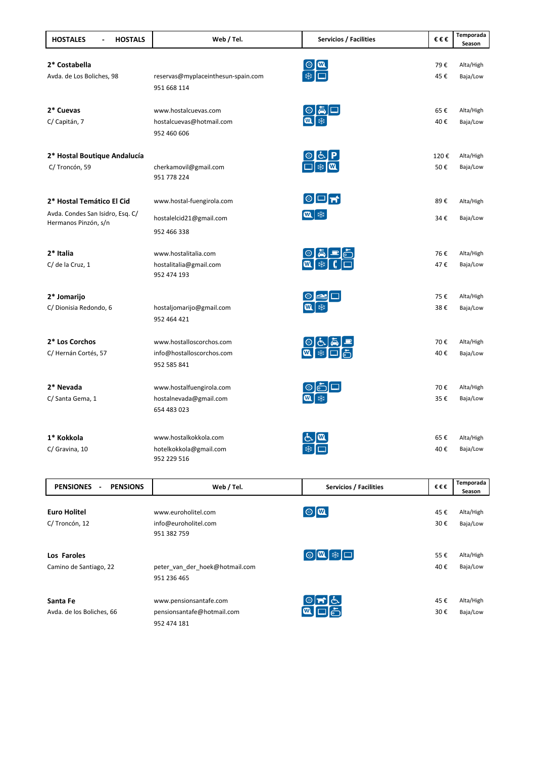| HOSTALES - HOSTALS | Web / Tel. | Servicios / Facilities | €€€ | Temporada Season |
|---|---|---|---|---|
| **2* Costabella**<br>Avda. de Los Boliches, 98 | reservas@myplaceinthesun-spain.com<br>951 668 114 | | 79 €<br>45 € | Alta/High<br>Baja/Low |
| **2* Cuevas**<br>C/ Capitán, 7 | www.hostalcuevas.com<br>hostalcuevas@hotmail.com<br>952 460 606 | | 65 €<br>40 € | Alta/High<br>Baja/Low |
| **2* Hostal Boutique Andalucía**<br>C/ Troncón, 59 | cherkamovil@gmail.com<br>951 778 224 | | 120 €<br>50 € | Alta/High<br>Baja/Low |
| **2* Hostal Temático El Cid**<br>Avda. Condes San Isidro, Esq. C/ Hermanos Pinzón, s/n | www.hostal-fuengirola.com<br>hostalelcid21@gmail.com<br>952 466 338 | | 89 €<br>34 € | Alta/High<br>Baja/Low |
| **2* Italia**<br>C/ de la Cruz, 1 | www.hostalitalia.com<br>hostalitalia@gmail.com<br>952 474 193 | | 76 €<br>47 € | Alta/High<br>Baja/Low |
| **2* Jomarijo**<br>C/ Dionisia Redondo, 6 | hostaljomarijo@gmail.com<br>952 464 421 | | 75 €<br>38 € | Alta/High<br>Baja/Low |
| **2* Los Corchos**<br>C/ Hernán Cortés, 57 | www.hostalloscorchos.com<br>info@hostalloscorchos.com<br>952 585 841 | | 70 €<br>40 € | Alta/High<br>Baja/Low |
| **2* Nevada**<br>C/ Santa Gema, 1 | www.hostalfuengirola.com<br>hostalnevada@gmail.com<br>654 483 023 | | 70 €<br>35 € | Alta/High<br>Baja/Low |
| **1* Kokkola**<br>C/ Gravina, 10 | www.hostalkokkola.com<br>hotelkokkola@gmail.com<br>952 229 516 | | 65 €<br>40 € | Alta/High<br>Baja/Low |

| PENSIONES - PENSIONS | Web / Tel. | Servicios / Facilities | €€€ | Temporada Season |
|---|---|---|---|---|
| **Euro Holitel**<br>C/ Troncón, 12 | www.euroholitel.com<br>info@euroholitel.com<br>951 382 759 | | 45 €<br>30 € | Alta/High<br>Baja/Low |
| **Los Faroles**<br>Camino de Santiago, 22 | peter_van_der_hoek@hotmail.com<br>951 236 465 | | 55 €<br>40 € | Alta/High<br>Baja/Low |
| **Santa Fe**<br>Avda. de los Boliches, 66 | www.pensionsantafe.com<br>pensionsantafe@hotmail.com<br>952 474 181 | | 45 €<br>30 € | Alta/High<br>Baja/Low |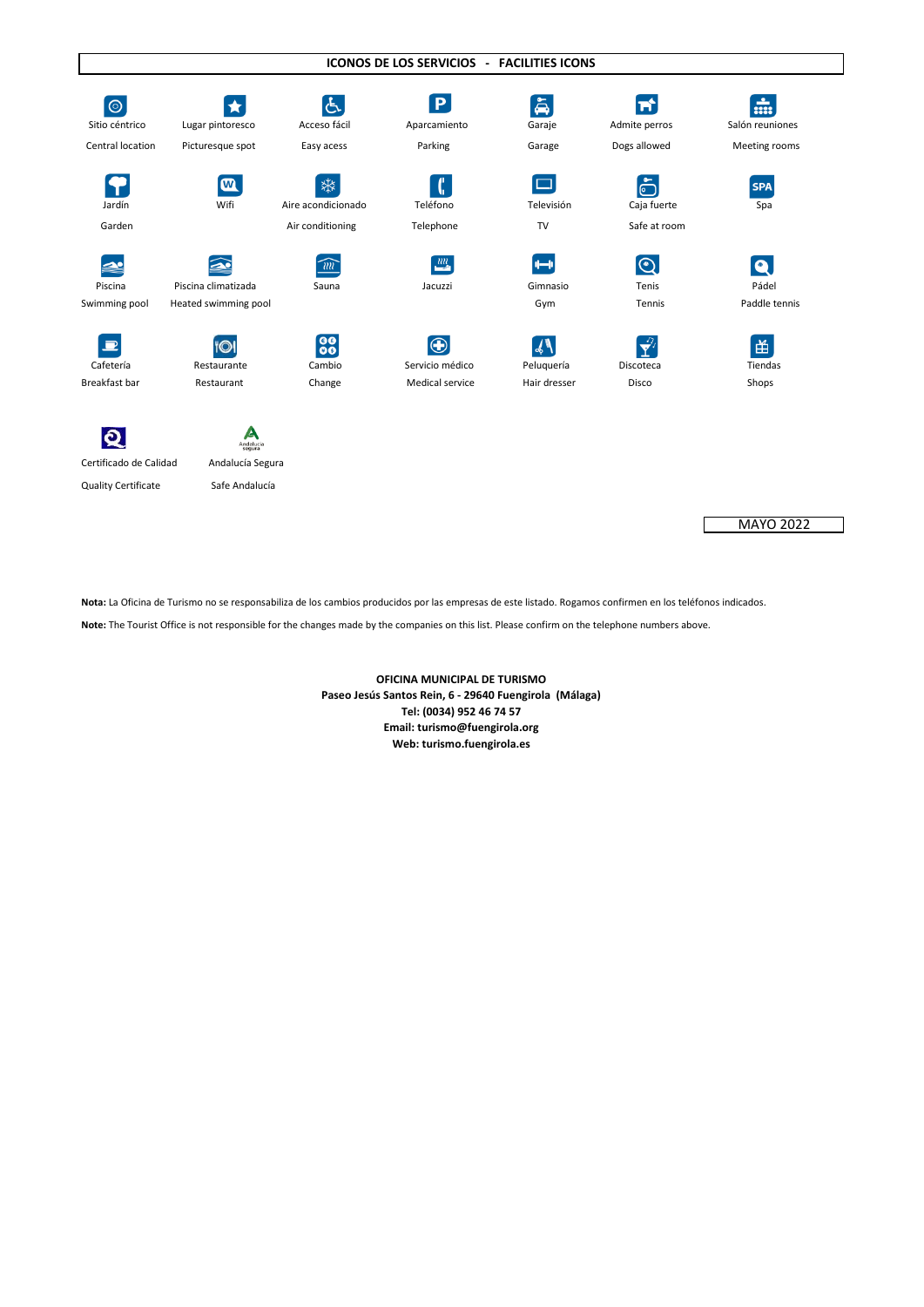# ICONOS DE LOS SERVICIOS - FACILITIES ICONS

| | | | | | | |
|---|---|---|---|---|---|---|
| Sitio céntrico<br>Central location | Lugar pintoresco<br>Picturesque spot | Acceso fácil<br>Easy acess | Aparcamiento<br>Parking | Garaje<br>Garage | Admite perros<br>Dogs allowed | Salón reuniones<br>Meeting rooms |
| Jardín<br>Garden | Wifi | Aire acondicionado<br>Air conditioning | Teléfono<br>Telephone | Televisión<br>TV | Caja fuerte<br>Safe at room | Spa |
| Piscina<br>Swimming pool | Piscina climatizada<br>Heated swimming pool | Sauna | Jacuzzi | Gimnasio<br>Gym | Tenis<br>Tennis | Pádel<br>Paddle tennis |
| Cafetería<br>Breakfast bar | Restaurante<br>Restaurant | Cambio<br>Change | Servicio médico<br>Medical service | Peluquería<br>Hair dresser | Discoteca<br>Disco | Tiendas<br>Shops |
| Certificado de Calidad<br>Quality Certificate | Andalucía Segura<br>Safe Andalucía | | | | | |

MAYO 2022

**Nota:** La Oficina de Turismo no se responsabiliza de los cambios producidos por las empresas de este listado. Rogamos confirmen en los teléfonos indicados.

**Note:** The Tourist Office is not responsible for the changes made by the companies on this list. Please confirm on the telephone numbers above.

**OFICINA MUNICIPAL DE TURISMO**
**Paseo Jesús Santos Rein, 6 - 29640 Fuengirola (Málaga)**
**Tel: (0034) 952 46 74 57**
**Email: turismo@fuengirola.org**
**Web: turismo.fuengirola.es**